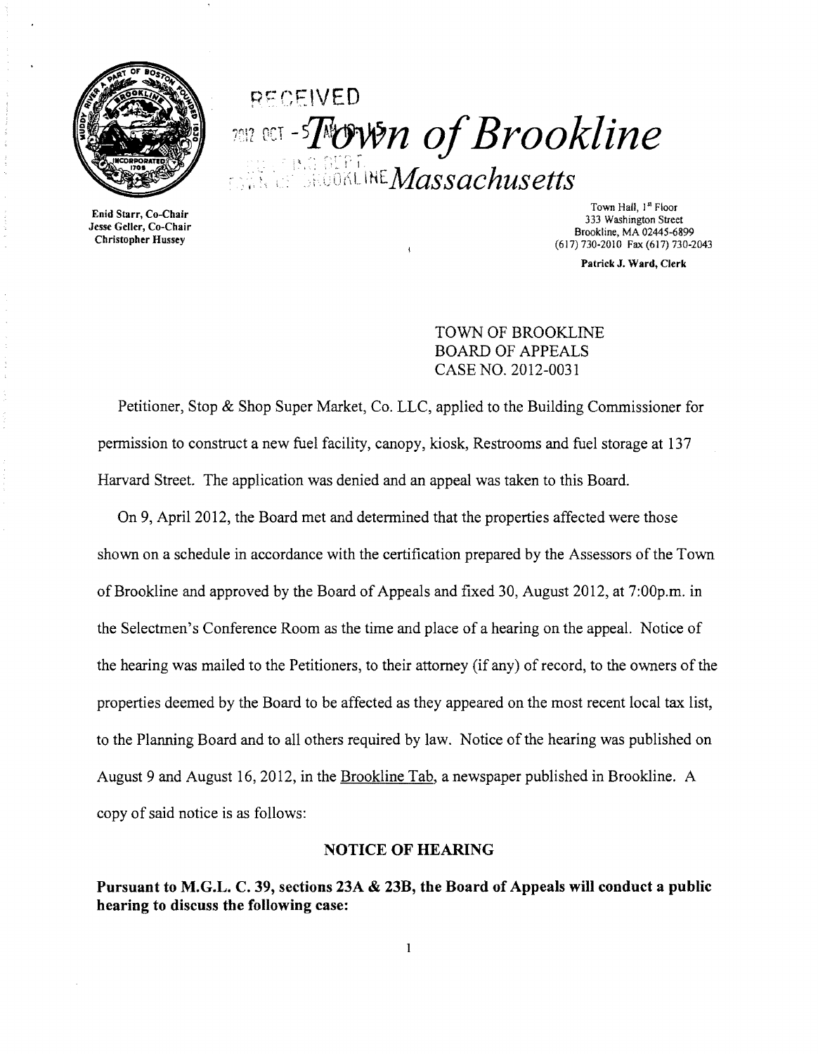RECEIVED
2012 OCT -5 AM 10:45

# Town of Brookline

## Massachusetts

Enid Starr, Co-Chair
Jesse Geller, Co-Chair
Christopher Hussey

Town Hall, 1st Floor
333 Washington Street
Brookline, MA 02445-6899
(617) 730-2010 Fax (617) 730-2043

**Patrick J. Ward, Clerk**

TOWN OF BROOKLINE
BOARD OF APPEALS
CASE NO. 2012-0031

Petitioner, Stop & Shop Super Market, Co. LLC, applied to the Building Commissioner for permission to construct a new fuel facility, canopy, kiosk, Restrooms and fuel storage at 137 Harvard Street. The application was denied and an appeal was taken to this Board.

On 9, April 2012, the Board met and determined that the properties affected were those shown on a schedule in accordance with the certification prepared by the Assessors of the Town of Brookline and approved by the Board of Appeals and fixed 30, August 2012, at 7:00p.m. in the Selectmen's Conference Room as the time and place of a hearing on the appeal. Notice of the hearing was mailed to the Petitioners, to their attorney (if any) of record, to the owners of the properties deemed by the Board to be affected as they appeared on the most recent local tax list, to the Planning Board and to all others required by law. Notice of the hearing was published on August 9 and August 16, 2012, in the Brookline Tab, a newspaper published in Brookline. A copy of said notice is as follows:

### NOTICE OF HEARING

**Pursuant to M.G.L. C. 39, sections 23A & 23B, the Board of Appeals will conduct a public hearing to discuss the following case:**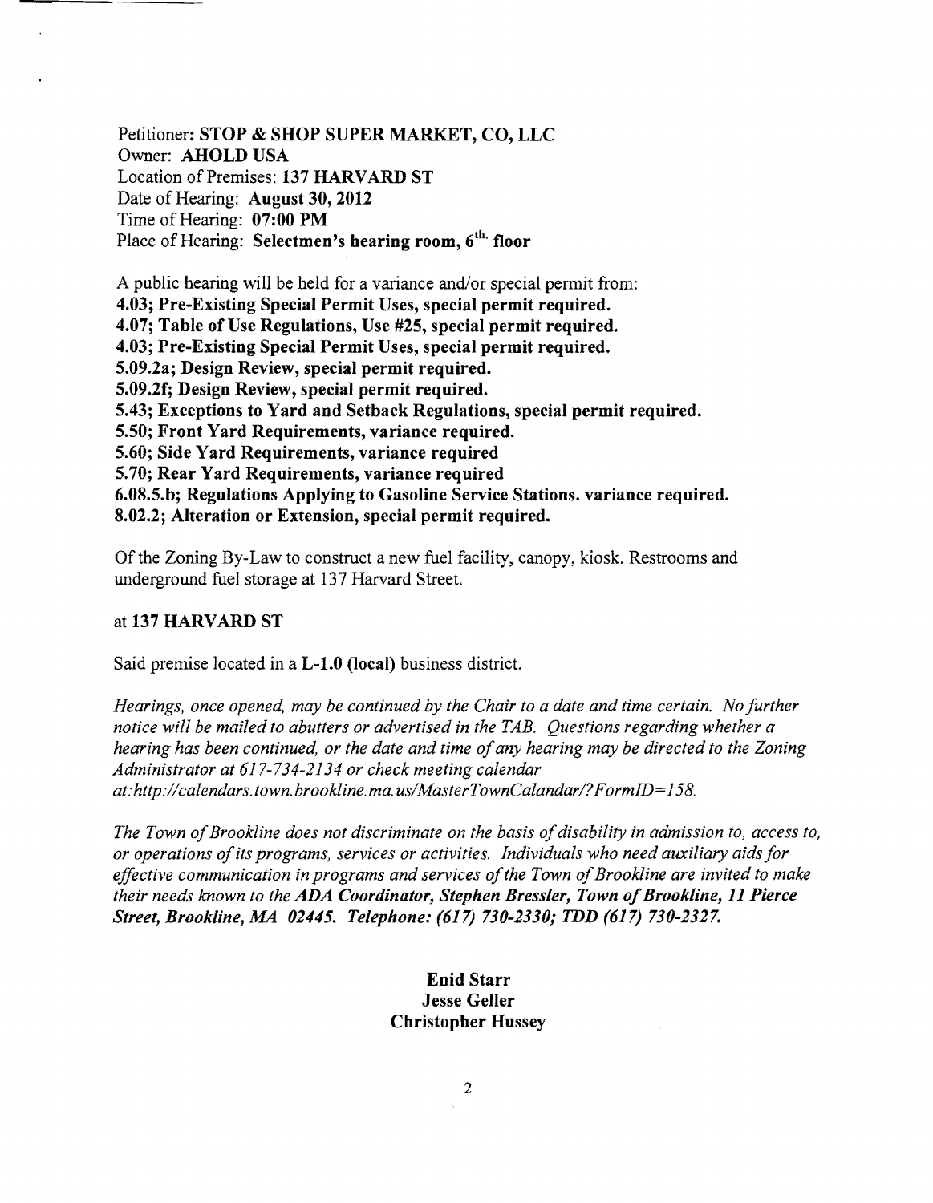Petitioner: **STOP & SHOP SUPER MARKET, CO, LLC**
Owner: **AHOLD USA**
Location of Premises: **137 HARVARD ST**
Date of Hearing: **August 30, 2012**
Time of Hearing: **07:00 PM**
Place of Hearing: **Selectmen's hearing room, 6th. floor**

A public hearing will be held for a variance and/or special permit from:
**4.03; Pre-Existing Special Permit Uses, special permit required.**
**4.07; Table of Use Regulations, Use #25, special permit required.**
**4.03; Pre-Existing Special Permit Uses, special permit required.**
**5.09.2a; Design Review, special permit required.**
**5.09.2f; Design Review, special permit required.**
**5.43; Exceptions to Yard and Setback Regulations, special permit required.**
**5.50; Front Yard Requirements, variance required.**
**5.60; Side Yard Requirements, variance required**
**5.70; Rear Yard Requirements, variance required**
**6.08.5.b; Regulations Applying to Gasoline Service Stations. variance required.**
**8.02.2; Alteration or Extension, special permit required.**

Of the Zoning By-Law to construct a new fuel facility, canopy, kiosk. Restrooms and underground fuel storage at 137 Harvard Street.

at **137 HARVARD ST**

Said premise located in a **L-1.0 (local)** business district.

*Hearings, once opened, may be continued by the Chair to a date and time certain. No further notice will be mailed to abutters or advertised in the TAB. Questions regarding whether a hearing has been continued, or the date and time of any hearing may be directed to the Zoning Administrator at 617-734-2134 or check meeting calendar at:http://calendars.town.brookline.ma.us/MasterTownCalandar/?FormID=158.*

*The Town of Brookline does not discriminate on the basis of disability in admission to, access to, or operations of its programs, services or activities. Individuals who need auxiliary aids for effective communication in programs and services of the Town of Brookline are invited to make their needs known to the* ***ADA Coordinator, Stephen Bressler, Town of Brookline, 11 Pierce Street, Brookline, MA 02445. Telephone: (617) 730-2330; TDD (617) 730-2327.***

**Enid Starr**
**Jesse Geller**
**Christopher Hussey**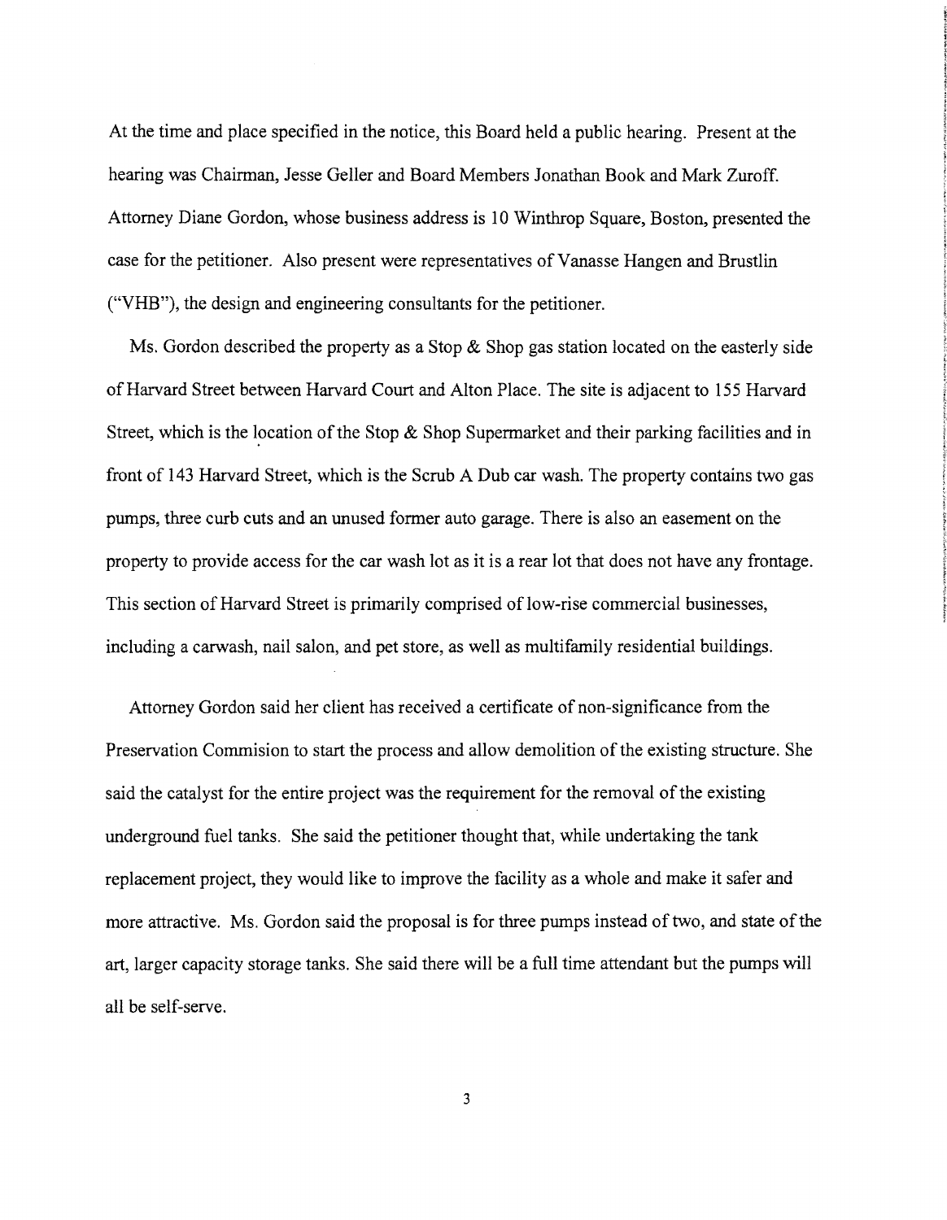At the time and place specified in the notice, this Board held a public hearing. Present at the hearing was Chairman, Jesse Geller and Board Members Jonathan Book and Mark Zuroff. Attorney Diane Gordon, whose business address is 10 Winthrop Square, Boston, presented the case for the petitioner. Also present were representatives of Vanasse Hangen and Brustlin ("VHB"), the design and engineering consultants for the petitioner.

Ms. Gordon described the property as a Stop & Shop gas station located on the easterly side of Harvard Street between Harvard Court and Alton Place. The site is adjacent to 155 Harvard Street, which is the location of the Stop & Shop Supermarket and their parking facilities and in front of 143 Harvard Street, which is the Scrub A Dub car wash. The property contains two gas pumps, three curb cuts and an unused former auto garage. There is also an easement on the property to provide access for the car wash lot as it is a rear lot that does not have any frontage. This section of Harvard Street is primarily comprised of low-rise commercial businesses, including a carwash, nail salon, and pet store, as well as multifamily residential buildings.

Attorney Gordon said her client has received a certificate of non-significance from the Preservation Commision to start the process and allow demolition of the existing structure. She said the catalyst for the entire project was the requirement for the removal of the existing underground fuel tanks. She said the petitioner thought that, while undertaking the tank replacement project, they would like to improve the facility as a whole and make it safer and more attractive. Ms. Gordon said the proposal is for three pumps instead of two, and state of the art, larger capacity storage tanks. She said there will be a full time attendant but the pumps will all be self-serve.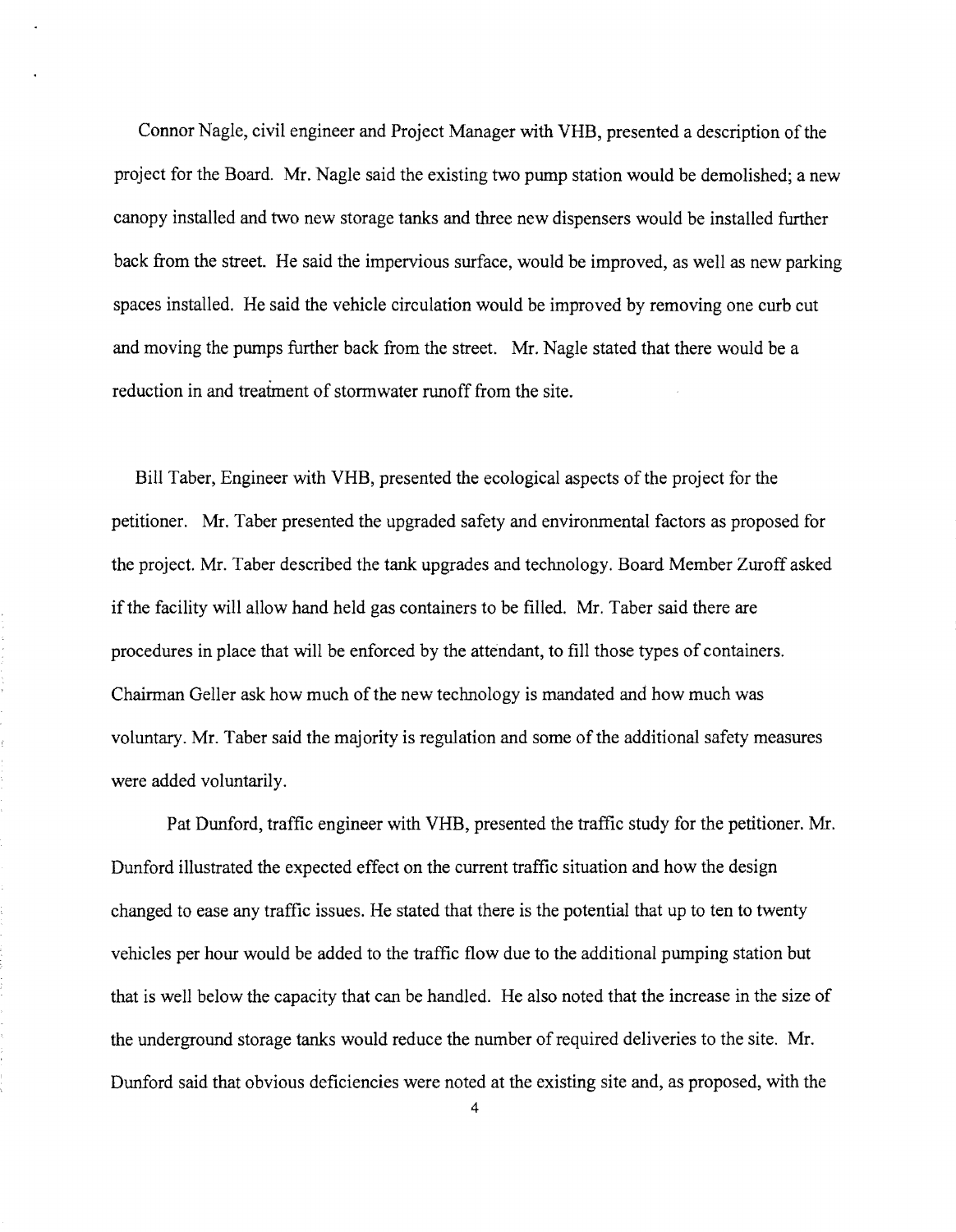Connor Nagle, civil engineer and Project Manager with VHB, presented a description of the project for the Board. Mr. Nagle said the existing two pump station would be demolished; a new canopy installed and two new storage tanks and three new dispensers would be installed further back from the street. He said the impervious surface, would be improved, as well as new parking spaces installed. He said the vehicle circulation would be improved by removing one curb cut and moving the pumps further back from the street. Mr. Nagle stated that there would be a reduction in and treatment of stormwater runoff from the site.

Bill Taber, Engineer with VHB, presented the ecological aspects of the project for the petitioner. Mr. Taber presented the upgraded safety and environmental factors as proposed for the project. Mr. Taber described the tank upgrades and technology. Board Member Zuroff asked if the facility will allow hand held gas containers to be filled. Mr. Taber said there are procedures in place that will be enforced by the attendant, to fill those types of containers. Chairman Geller ask how much of the new technology is mandated and how much was voluntary. Mr. Taber said the majority is regulation and some of the additional safety measures were added voluntarily.

Pat Dunford, traffic engineer with VHB, presented the traffic study for the petitioner. Mr. Dunford illustrated the expected effect on the current traffic situation and how the design changed to ease any traffic issues. He stated that there is the potential that up to ten to twenty vehicles per hour would be added to the traffic flow due to the additional pumping station but that is well below the capacity that can be handled. He also noted that the increase in the size of the underground storage tanks would reduce the number of required deliveries to the site. Mr. Dunford said that obvious deficiencies were noted at the existing site and, as proposed, with the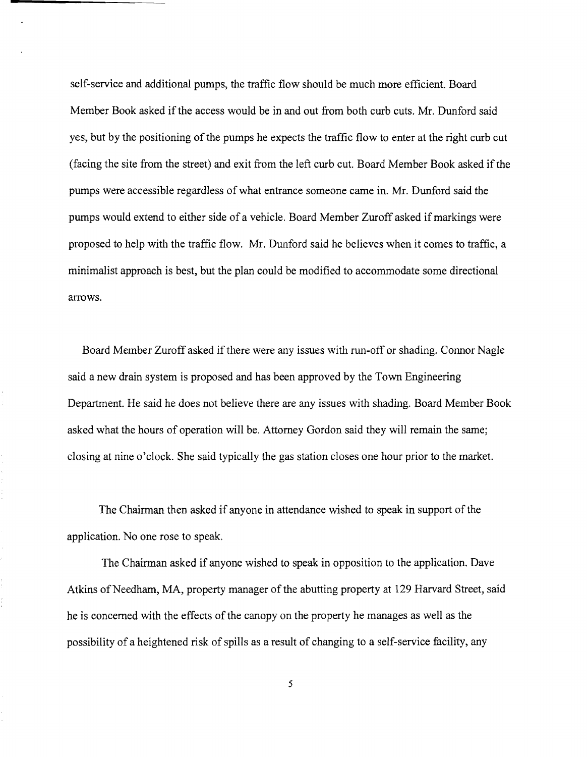self-service and additional pumps, the traffic flow should be much more efficient. Board Member Book asked if the access would be in and out from both curb cuts. Mr. Dunford said yes, but by the positioning of the pumps he expects the traffic flow to enter at the right curb cut (facing the site from the street) and exit from the left curb cut. Board Member Book asked if the pumps were accessible regardless of what entrance someone came in. Mr. Dunford said the pumps would extend to either side of a vehicle. Board Member Zuroff asked if markings were proposed to help with the traffic flow. Mr. Dunford said he believes when it comes to traffic, a minimalist approach is best, but the plan could be modified to accommodate some directional arrows.

Board Member Zuroff asked if there were any issues with run-off or shading. Connor Nagle said a new drain system is proposed and has been approved by the Town Engineering Department. He said he does not believe there are any issues with shading. Board Member Book asked what the hours of operation will be. Attorney Gordon said they will remain the same; closing at nine o'clock. She said typically the gas station closes one hour prior to the market.

The Chairman then asked if anyone in attendance wished to speak in support of the application. No one rose to speak.

The Chairman asked if anyone wished to speak in opposition to the application. Dave Atkins of Needham, MA, property manager of the abutting property at 129 Harvard Street, said he is concerned with the effects of the canopy on the property he manages as well as the possibility of a heightened risk of spills as a result of changing to a self-service facility, any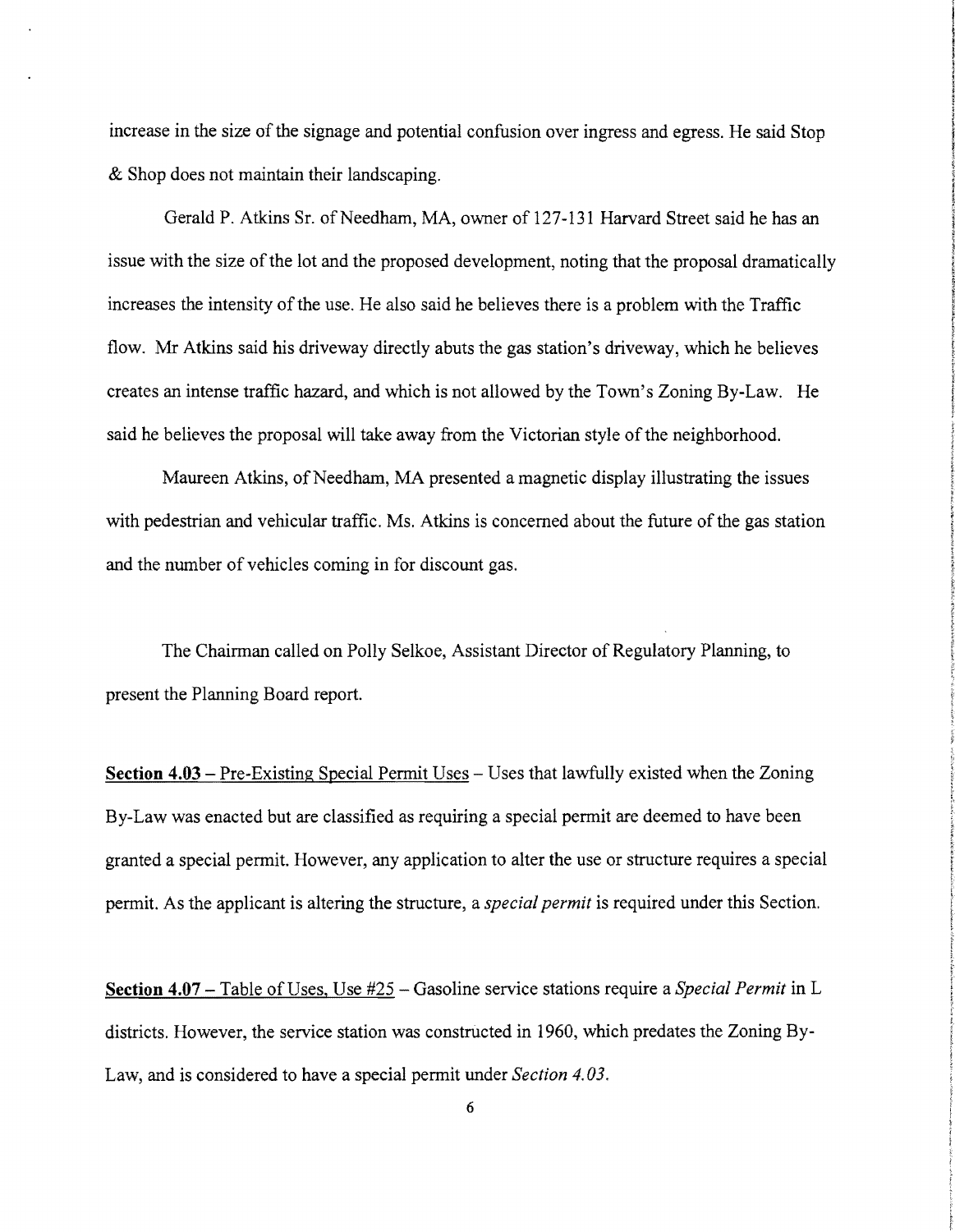increase in the size of the signage and potential confusion over ingress and egress. He said Stop & Shop does not maintain their landscaping.

Gerald P. Atkins Sr. of Needham, MA, owner of 127-131 Harvard Street said he has an issue with the size of the lot and the proposed development, noting that the proposal dramatically increases the intensity of the use. He also said he believes there is a problem with the Traffic flow. Mr Atkins said his driveway directly abuts the gas station's driveway, which he believes creates an intense traffic hazard, and which is not allowed by the Town's Zoning By-Law. He said he believes the proposal will take away from the Victorian style of the neighborhood.

Maureen Atkins, of Needham, MA presented a magnetic display illustrating the issues with pedestrian and vehicular traffic. Ms. Atkins is concerned about the future of the gas station and the number of vehicles coming in for discount gas.

The Chairman called on Polly Selkoe, Assistant Director of Regulatory Planning, to present the Planning Board report.

**Section 4.03** – Pre-Existing Special Permit Uses – Uses that lawfully existed when the Zoning By-Law was enacted but are classified as requiring a special permit are deemed to have been granted a special permit. However, any application to alter the use or structure requires a special permit. As the applicant is altering the structure, a *special permit* is required under this Section.

**Section 4.07** – Table of Uses, Use #25 – Gasoline service stations require a *Special Permit* in L districts. However, the service station was constructed in 1960, which predates the Zoning By-Law, and is considered to have a special permit under *Section 4.03*.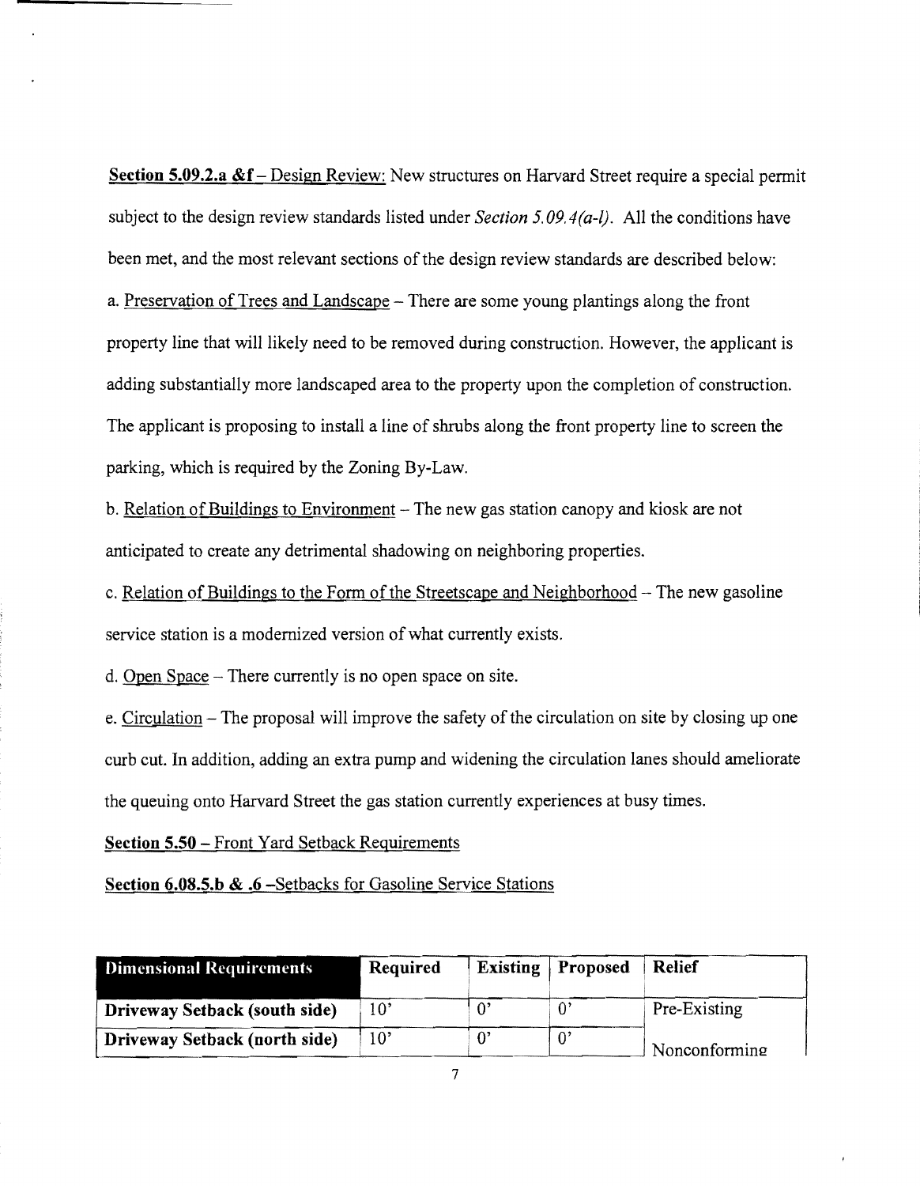**<u>Section 5.09.2.a &f</u>** – <u>Design Review:</u> New structures on Harvard Street require a special permit subject to the design review standards listed under *Section 5.09.4(a-l)*. All the conditions have been met, and the most relevant sections of the design review standards are described below:

a. <u>Preservation of Trees and Landscape</u> – There are some young plantings along the front property line that will likely need to be removed during construction. However, the applicant is adding substantially more landscaped area to the property upon the completion of construction. The applicant is proposing to install a line of shrubs along the front property line to screen the parking, which is required by the Zoning By-Law.

b. <u>Relation of Buildings to Environment</u> – The new gas station canopy and kiosk are not anticipated to create any detrimental shadowing on neighboring properties.

c. <u>Relation of Buildings to the Form of the Streetscape and Neighborhood</u> – The new gasoline service station is a modernized version of what currently exists.

d. <u>Open Space</u> – There currently is no open space on site.

e. <u>Circulation</u> – The proposal will improve the safety of the circulation on site by closing up one curb cut. In addition, adding an extra pump and widening the circulation lanes should ameliorate the queuing onto Harvard Street the gas station currently experiences at busy times.

**<u>Section 5.50</u>** – <u>Front Yard Setback Requirements</u>

**<u>Section 6.08.5.b & .6</u>** –<u>Setbacks for Gasoline Service Stations</u>

| Dimensional Requirements | Required | Existing | Proposed | Relief |
|---|---|---|---|---|
| Driveway Setback (south side) | 10' | 0' | 0' | Pre-Existing Nonconforming |
| Driveway Setback (north side) | 10' | 0' | 0' | |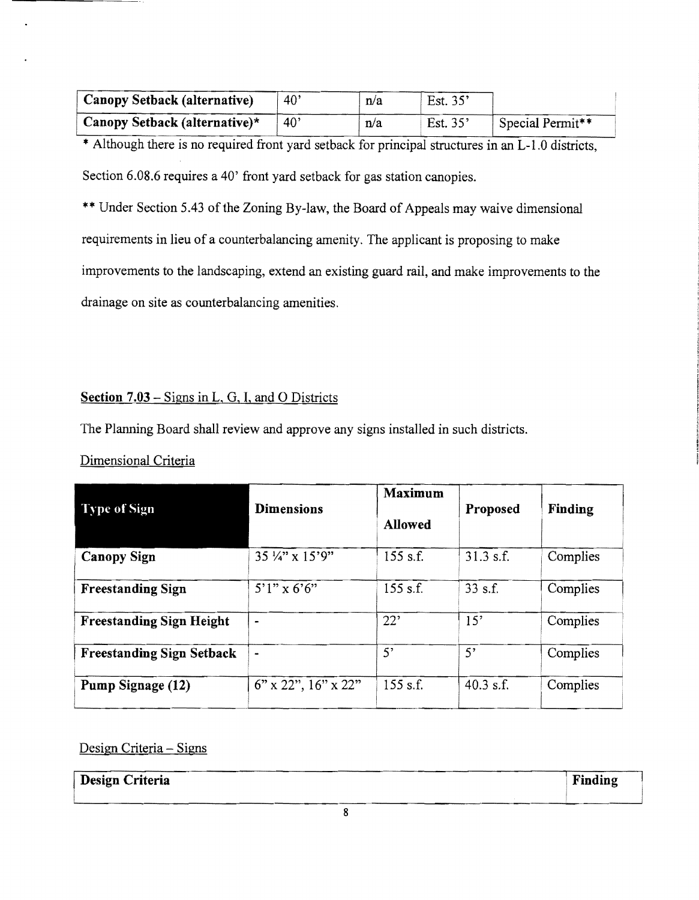| Canopy Setback (alternative) | 40' | n/a | Est. 35' | |
| --- | --- | --- | --- | --- |
| **Canopy Setback (alternative)*** | 40' | n/a | Est. 35' | Special Permit** |

\* Although there is no required front yard setback for principal structures in an L-1.0 districts, Section 6.08.6 requires a 40' front yard setback for gas station canopies.

\*\* Under Section 5.43 of the Zoning By-law, the Board of Appeals may waive dimensional requirements in lieu of a counterbalancing amenity. The applicant is proposing to make improvements to the landscaping, extend an existing guard rail, and make improvements to the drainage on site as counterbalancing amenities.

**Section 7.03** – Signs in L, G, I, and O Districts

The Planning Board shall review and approve any signs installed in such districts.

Dimensional Criteria

| Type of Sign | Dimensions | Maximum Allowed | Proposed | Finding |
| --- | --- | --- | --- | --- |
| **Canopy Sign** | 35 ¼" x 15'9" | 155 s.f. | 31.3 s.f. | Complies |
| **Freestanding Sign** | 5'1" x 6'6" | 155 s.f. | 33 s.f. | Complies |
| **Freestanding Sign Height** | - | 22' | 15' | Complies |
| **Freestanding Sign Setback** | - | 5' | 5' | Complies |
| **Pump Signage (12)** | 6" x 22", 16" x 22" | 155 s.f. | 40.3 s.f. | Complies |

Design Criteria – Signs

| Design Criteria | Finding |
| --- | --- |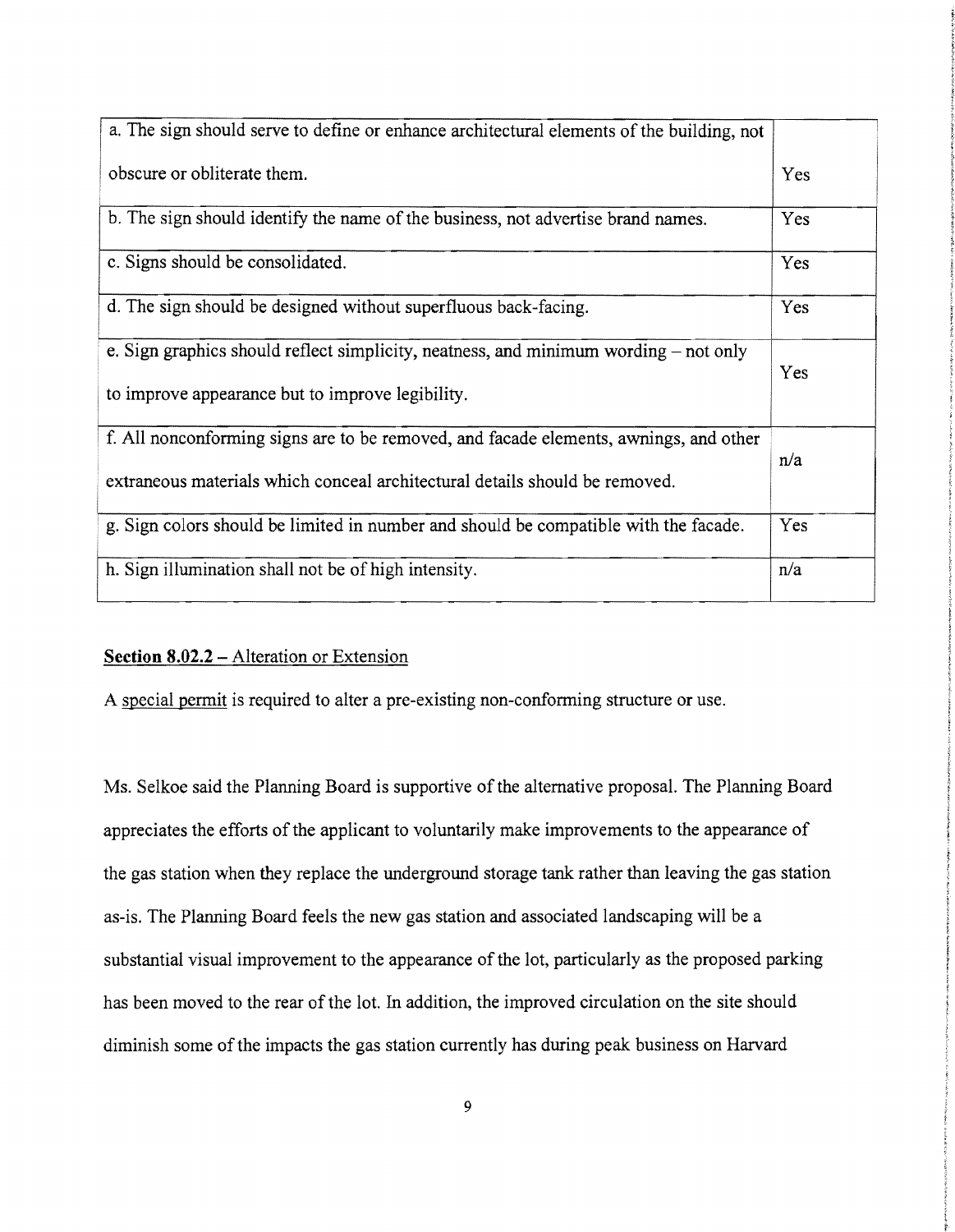| | |
|---|---|
| a. The sign should serve to define or enhance architectural elements of the building, not obscure or obliterate them. | Yes |
| b. The sign should identify the name of the business, not advertise brand names. | Yes |
| c. Signs should be consolidated. | Yes |
| d. The sign should be designed without superfluous back-facing. | Yes |
| e. Sign graphics should reflect simplicity, neatness, and minimum wording – not only to improve appearance but to improve legibility. | Yes |
| f. All nonconforming signs are to be removed, and facade elements, awnings, and other extraneous materials which conceal architectural details should be removed. | n/a |
| g. Sign colors should be limited in number and should be compatible with the facade. | Yes |
| h. Sign illumination shall not be of high intensity. | n/a |

**Section 8.02.2** – Alteration or Extension

A special permit is required to alter a pre-existing non-conforming structure or use.

Ms. Selkoe said the Planning Board is supportive of the alternative proposal. The Planning Board appreciates the efforts of the applicant to voluntarily make improvements to the appearance of the gas station when they replace the underground storage tank rather than leaving the gas station as-is. The Planning Board feels the new gas station and associated landscaping will be a substantial visual improvement to the appearance of the lot, particularly as the proposed parking has been moved to the rear of the lot. In addition, the improved circulation on the site should diminish some of the impacts the gas station currently has during peak business on Harvard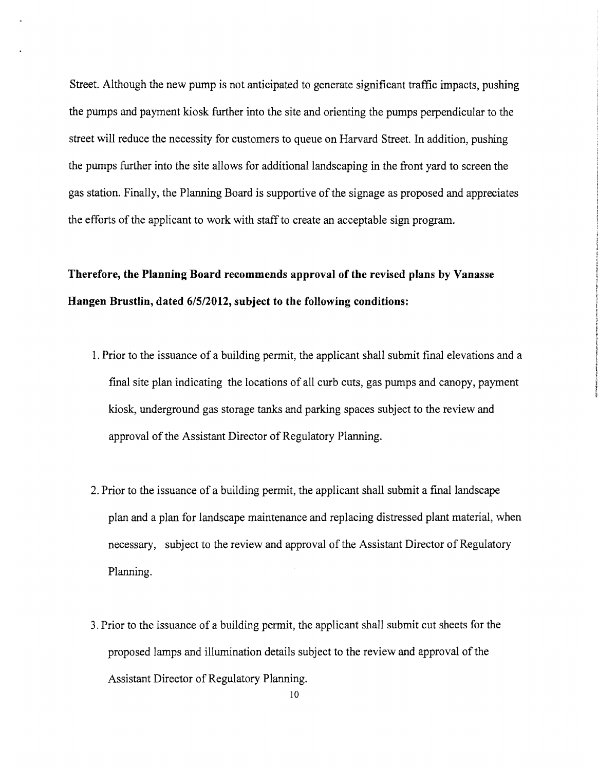Street. Although the new pump is not anticipated to generate significant traffic impacts, pushing the pumps and payment kiosk further into the site and orienting the pumps perpendicular to the street will reduce the necessity for customers to queue on Harvard Street. In addition, pushing the pumps further into the site allows for additional landscaping in the front yard to screen the gas station. Finally, the Planning Board is supportive of the signage as proposed and appreciates the efforts of the applicant to work with staff to create an acceptable sign program.

**Therefore, the Planning Board recommends approval of the revised plans by Vanasse Hangen Brustlin, dated 6/5/2012, subject to the following conditions:**

1. Prior to the issuance of a building permit, the applicant shall submit final elevations and a final site plan indicating the locations of all curb cuts, gas pumps and canopy, payment kiosk, underground gas storage tanks and parking spaces subject to the review and approval of the Assistant Director of Regulatory Planning.

2. Prior to the issuance of a building permit, the applicant shall submit a final landscape plan and a plan for landscape maintenance and replacing distressed plant material, when necessary, subject to the review and approval of the Assistant Director of Regulatory Planning.

3. Prior to the issuance of a building permit, the applicant shall submit cut sheets for the proposed lamps and illumination details subject to the review and approval of the Assistant Director of Regulatory Planning.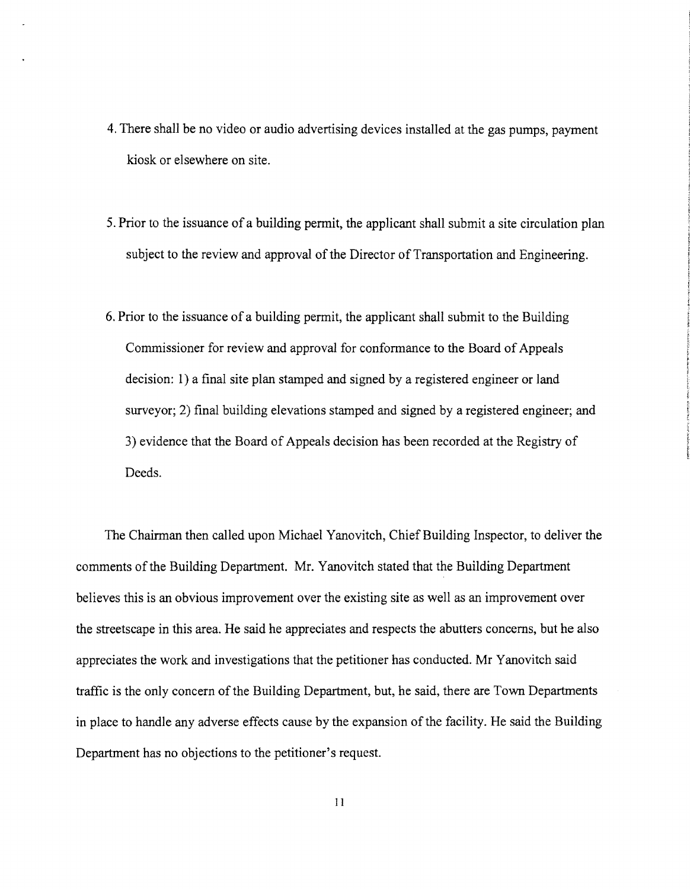4. There shall be no video or audio advertising devices installed at the gas pumps, payment kiosk or elsewhere on site.

5. Prior to the issuance of a building permit, the applicant shall submit a site circulation plan subject to the review and approval of the Director of Transportation and Engineering.

6. Prior to the issuance of a building permit, the applicant shall submit to the Building Commissioner for review and approval for conformance to the Board of Appeals decision: 1) a final site plan stamped and signed by a registered engineer or land surveyor; 2) final building elevations stamped and signed by a registered engineer; and 3) evidence that the Board of Appeals decision has been recorded at the Registry of Deeds.

The Chairman then called upon Michael Yanovitch, Chief Building Inspector, to deliver the comments of the Building Department. Mr. Yanovitch stated that the Building Department believes this is an obvious improvement over the existing site as well as an improvement over the streetscape in this area. He said he appreciates and respects the abutters concerns, but he also appreciates the work and investigations that the petitioner has conducted. Mr Yanovitch said traffic is the only concern of the Building Department, but, he said, there are Town Departments in place to handle any adverse effects cause by the expansion of the facility. He said the Building Department has no objections to the petitioner's request.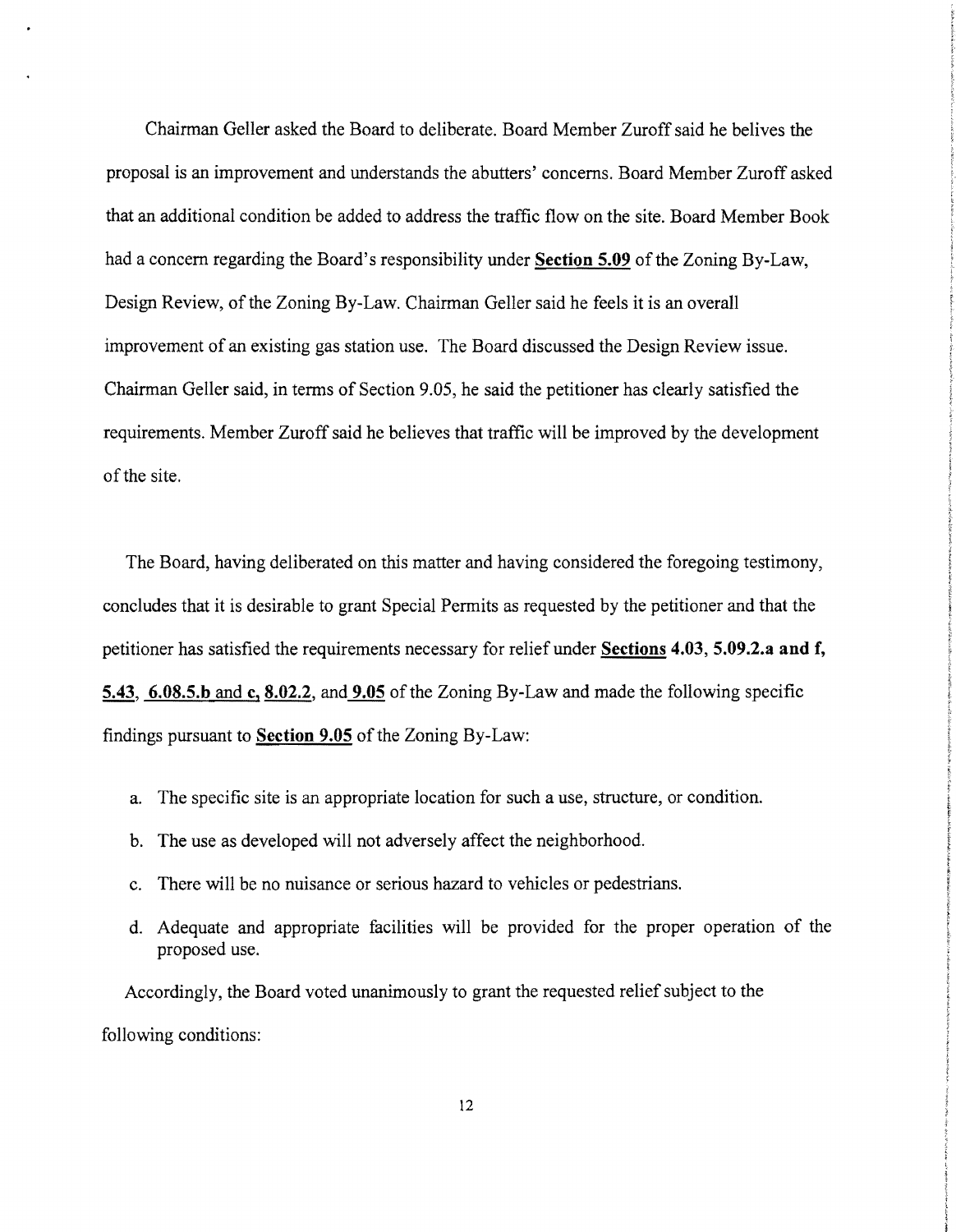Chairman Geller asked the Board to deliberate. Board Member Zuroff said he belives the proposal is an improvement and understands the abutters' concerns. Board Member Zuroff asked that an additional condition be added to address the traffic flow on the site. Board Member Book had a concern regarding the Board's responsibility under **Section 5.09** of the Zoning By-Law, Design Review, of the Zoning By-Law. Chairman Geller said he feels it is an overall improvement of an existing gas station use. The Board discussed the Design Review issue. Chairman Geller said, in terms of Section 9.05, he said the petitioner has clearly satisfied the requirements. Member Zuroff said he believes that traffic will be improved by the development of the site.

The Board, having deliberated on this matter and having considered the foregoing testimony, concludes that it is desirable to grant Special Permits as requested by the petitioner and that the petitioner has satisfied the requirements necessary for relief under **Sections 4.03, 5.09.2.a and f, 5.43, 6.08.5.b and c, 8.02.2**, and **9.05** of the Zoning By-Law and made the following specific findings pursuant to **Section 9.05** of the Zoning By-Law:

a. The specific site is an appropriate location for such a use, structure, or condition.

b. The use as developed will not adversely affect the neighborhood.

c. There will be no nuisance or serious hazard to vehicles or pedestrians.

d. Adequate and appropriate facilities will be provided for the proper operation of the proposed use.

Accordingly, the Board voted unanimously to grant the requested relief subject to the following conditions: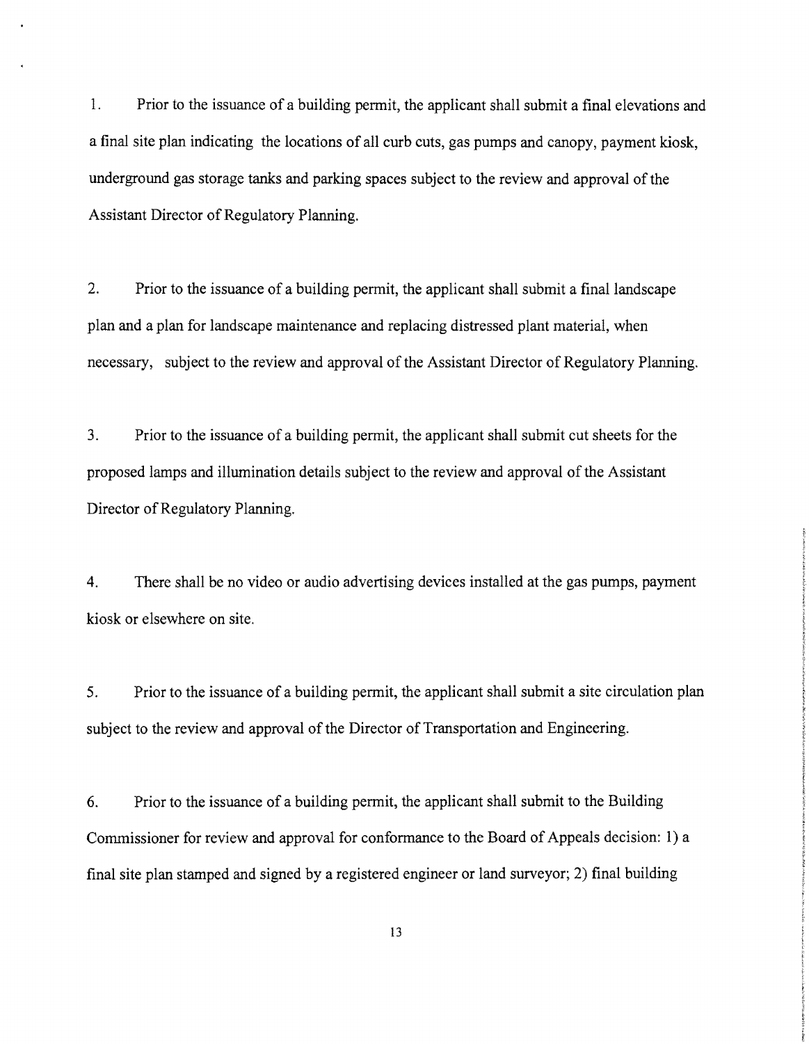1. Prior to the issuance of a building permit, the applicant shall submit a final elevations and a final site plan indicating the locations of all curb cuts, gas pumps and canopy, payment kiosk, underground gas storage tanks and parking spaces subject to the review and approval of the Assistant Director of Regulatory Planning.

2. Prior to the issuance of a building permit, the applicant shall submit a final landscape plan and a plan for landscape maintenance and replacing distressed plant material, when necessary, subject to the review and approval of the Assistant Director of Regulatory Planning.

3. Prior to the issuance of a building permit, the applicant shall submit cut sheets for the proposed lamps and illumination details subject to the review and approval of the Assistant Director of Regulatory Planning.

4. There shall be no video or audio advertising devices installed at the gas pumps, payment kiosk or elsewhere on site.

5. Prior to the issuance of a building permit, the applicant shall submit a site circulation plan subject to the review and approval of the Director of Transportation and Engineering.

6. Prior to the issuance of a building permit, the applicant shall submit to the Building Commissioner for review and approval for conformance to the Board of Appeals decision: 1) a final site plan stamped and signed by a registered engineer or land surveyor; 2) final building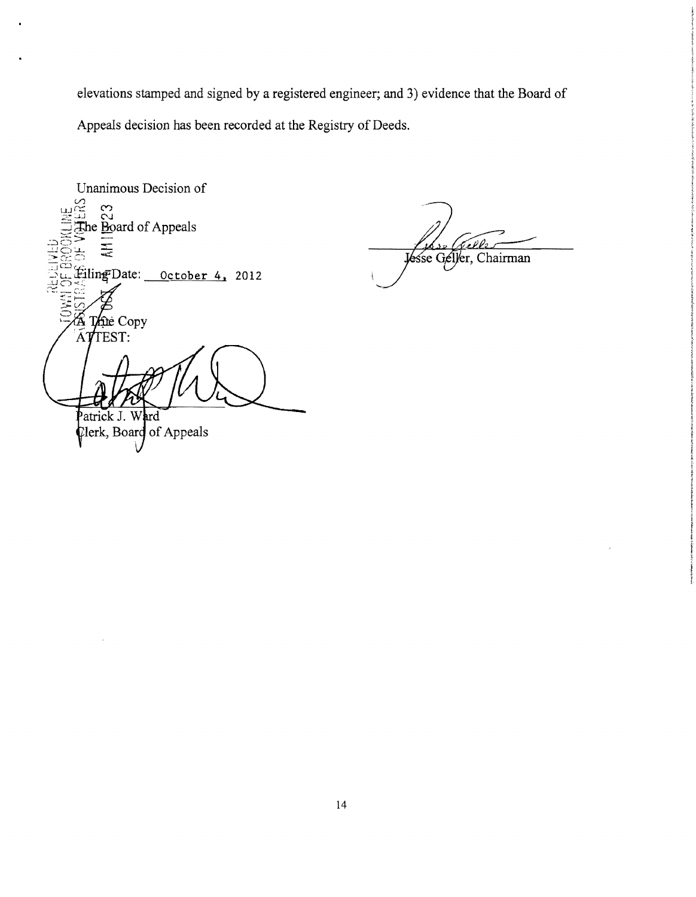elevations stamped and signed by a registered engineer; and 3) evidence that the Board of Appeals decision has been recorded at the Registry of Deeds.

Unanimous Decision of

The Board of Appeals

Filing Date: October 4, 2012

Jesse Geller, Chairman

RECEIVED
TOWN OF BROOKLINE
REGISTRARS OF VOTERS
2012 OCT -4 AM 11:23

A True Copy
ATTEST:

Patrick J. Ward
Clerk, Board of Appeals